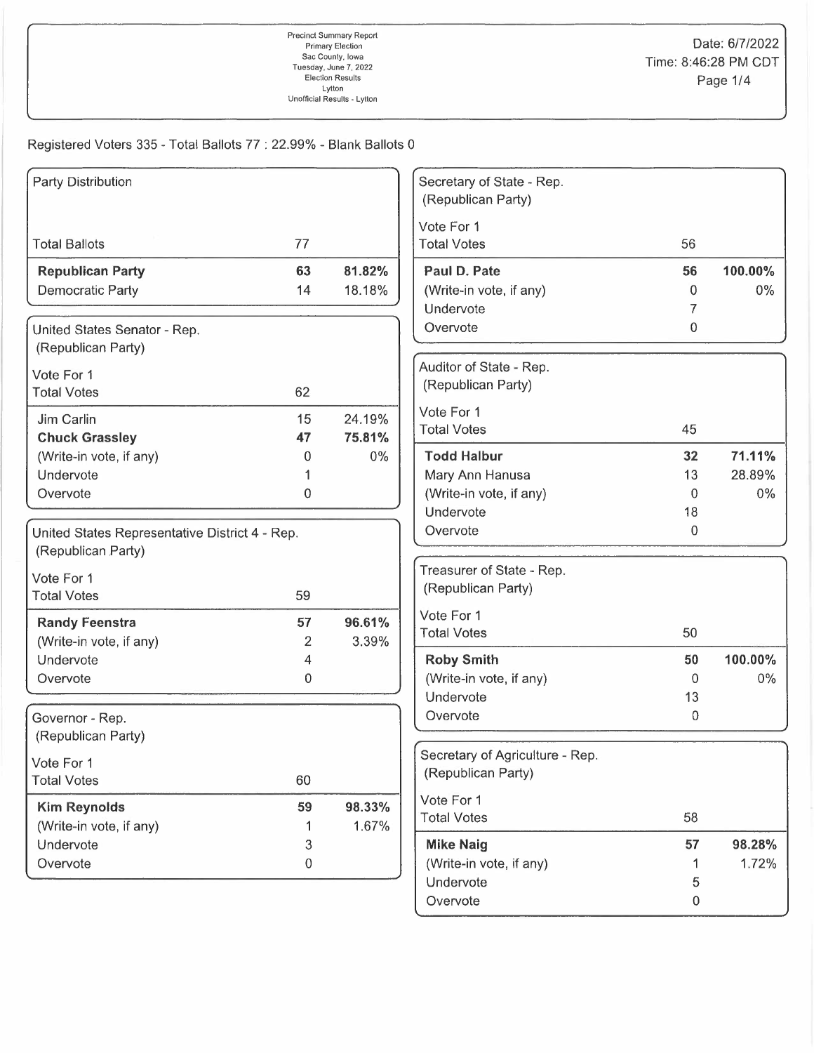Precinct Summary Report
Primary Election
Sac County, Iowa
Tuesday, June 7, 2022
Election Results
Lytton
Unofficial Results - Lytton

Date: 6/7/2022
Time: 8:46:28 PM CDT

Registered Voters 335 - Total Ballots 77 : 22.99% - Blank Ballots 0

### Party Distribution

| | | |
|---|---|---|
| Total Ballots | 77 | |
| **Republican Party** | **63** | **81.82%** |
| Democratic Party | 14 | 18.18% |

### United States Senator - Rep. (Republican Party)

| Vote For 1 | | |
|---|---|---|
| Total Votes | 62 | |
| Jim Carlin | 15 | 24.19% |
| **Chuck Grassley** | **47** | **75.81%** |
| (Write-in vote, if any) | 0 | 0% |
| Undervote | 1 | |
| Overvote | 0 | |

### United States Representative District 4 - Rep. (Republican Party)

| Vote For 1 | | |
|---|---|---|
| Total Votes | 59 | |
| **Randy Feenstra** | **57** | **96.61%** |
| (Write-in vote, if any) | 2 | 3.39% |
| Undervote | 4 | |
| Overvote | 0 | |

### Governor - Rep. (Republican Party)

| Vote For 1 | | |
|---|---|---|
| Total Votes | 60 | |
| **Kim Reynolds** | **59** | **98.33%** |
| (Write-in vote, if any) | 1 | 1.67% |
| Undervote | 3 | |
| Overvote | 0 | |

### Secretary of State - Rep. (Republican Party)

| Vote For 1 | | |
|---|---|---|
| Total Votes | 56 | |
| **Paul D. Pate** | **56** | **100.00%** |
| (Write-in vote, if any) | 0 | 0% |
| Undervote | 7 | |
| Overvote | 0 | |

### Auditor of State - Rep. (Republican Party)

| Vote For 1 | | |
|---|---|---|
| Total Votes | 45 | |
| **Todd Halbur** | **32** | **71.11%** |
| Mary Ann Hanusa | 13 | 28.89% |
| (Write-in vote, if any) | 0 | 0% |
| Undervote | 18 | |
| Overvote | 0 | |

### Treasurer of State - Rep. (Republican Party)

| Vote For 1 | | |
|---|---|---|
| Total Votes | 50 | |
| **Roby Smith** | **50** | **100.00%** |
| (Write-in vote, if any) | 0 | 0% |
| Undervote | 13 | |
| Overvote | 0 | |

### Secretary of Agriculture - Rep. (Republican Party)

| Vote For 1 | | |
|---|---|---|
| Total Votes | 58 | |
| **Mike Naig** | **57** | **98.28%** |
| (Write-in vote, if any) | 1 | 1.72% |
| Undervote | 5 | |
| Overvote | 0 | |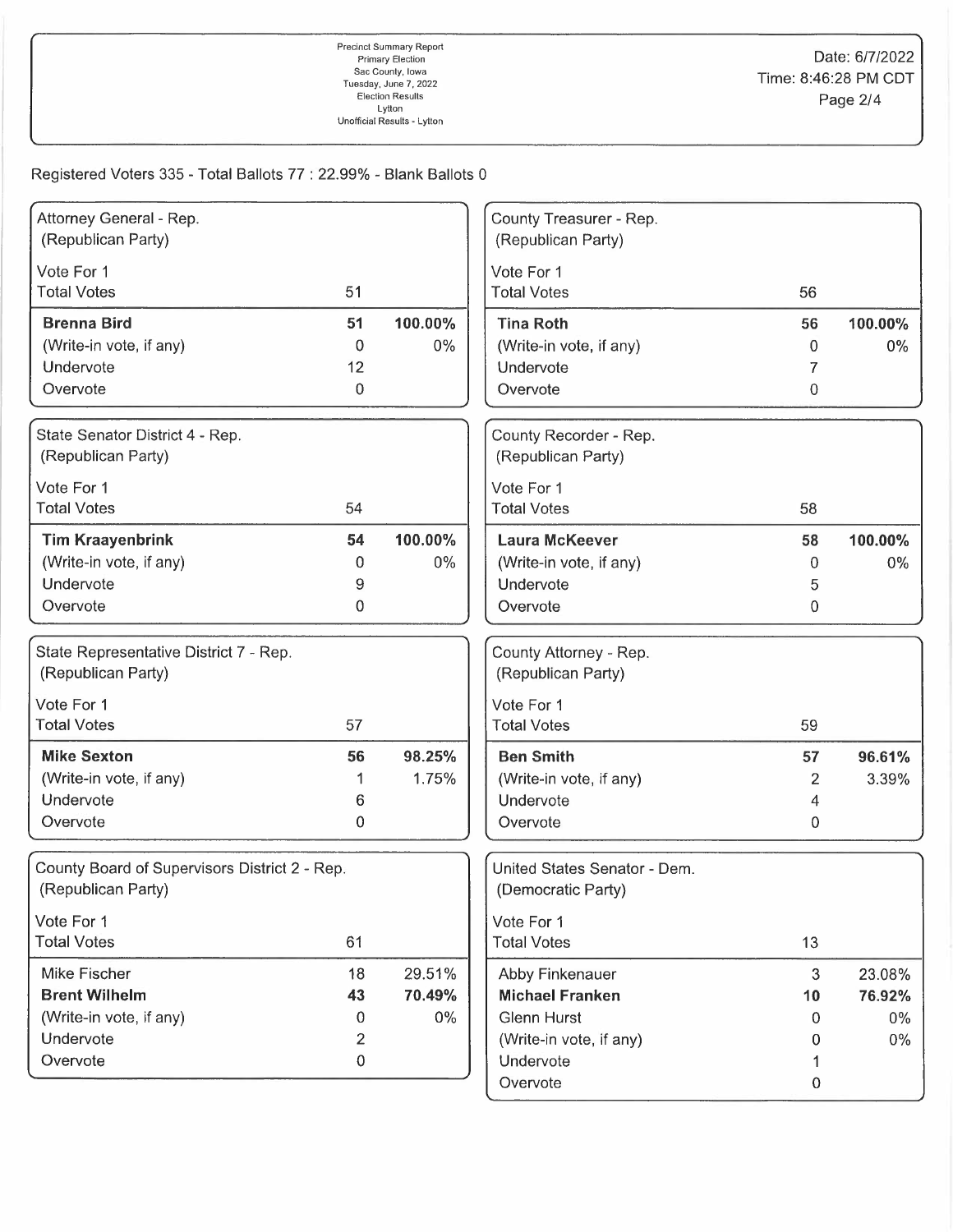Precinct Summary Report
Primary Election
Sac County, Iowa
Tuesday, June 7, 2022
Election Results
Lytton
Unofficial Results - Lytton

Date: 6/7/2022
Time: 8:46:28 PM CDT

Registered Voters 335 - Total Ballots 77 : 22.99% - Blank Ballots 0

### Attorney General - Rep. (Republican Party)

Vote For 1

| Total Votes | 51 | |
|---|---|---|
| **Brenna Bird** | **51** | **100.00%** |
| (Write-in vote, if any) | 0 | 0% |
| Undervote | 12 | |
| Overvote | 0 | |

### State Senator District 4 - Rep. (Republican Party)

Vote For 1

| Total Votes | 54 | |
|---|---|---|
| **Tim Kraayenbrink** | **54** | **100.00%** |
| (Write-in vote, if any) | 0 | 0% |
| Undervote | 9 | |
| Overvote | 0 | |

### State Representative District 7 - Rep. (Republican Party)

Vote For 1

| Total Votes | 57 | |
|---|---|---|
| **Mike Sexton** | **56** | **98.25%** |
| (Write-in vote, if any) | 1 | 1.75% |
| Undervote | 6 | |
| Overvote | 0 | |

### County Board of Supervisors District 2 - Rep. (Republican Party)

Vote For 1

| Total Votes | 61 | |
|---|---|---|
| Mike Fischer | 18 | 29.51% |
| **Brent Wilhelm** | **43** | **70.49%** |
| (Write-in vote, if any) | 0 | 0% |
| Undervote | 2 | |
| Overvote | 0 | |

### County Treasurer - Rep. (Republican Party)

Vote For 1

| Total Votes | 56 | |
|---|---|---|
| **Tina Roth** | **56** | **100.00%** |
| (Write-in vote, if any) | 0 | 0% |
| Undervote | 7 | |
| Overvote | 0 | |

### County Recorder - Rep. (Republican Party)

Vote For 1

| Total Votes | 58 | |
|---|---|---|
| **Laura McKeever** | **58** | **100.00%** |
| (Write-in vote, if any) | 0 | 0% |
| Undervote | 5 | |
| Overvote | 0 | |

### County Attorney - Rep. (Republican Party)

Vote For 1

| Total Votes | 59 | |
|---|---|---|
| **Ben Smith** | **57** | **96.61%** |
| (Write-in vote, if any) | 2 | 3.39% |
| Undervote | 4 | |
| Overvote | 0 | |

### United States Senator - Dem. (Democratic Party)

Vote For 1

| Total Votes | 13 | |
|---|---|---|
| Abby Finkenauer | 3 | 23.08% |
| **Michael Franken** | **10** | **76.92%** |
| Glenn Hurst | 0 | 0% |
| (Write-in vote, if any) | 0 | 0% |
| Undervote | 1 | |
| Overvote | 0 | |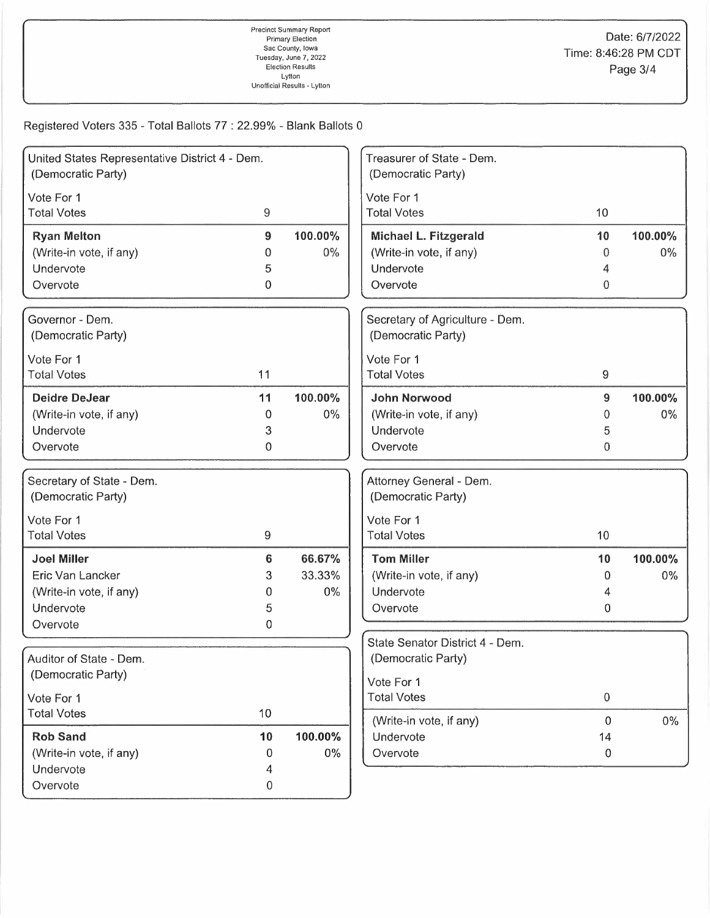Precinct Summary Report
Primary Election
Sac County, Iowa
Tuesday, June 7, 2022
Election Results
Lytton
Unofficial Results - Lytton

Date: 6/7/2022
Time: 8:46:28 PM CDT

Registered Voters 335 - Total Ballots 77 : 22.99% - Blank Ballots 0

## United States Representative District 4 - Dem. (Democratic Party)

Vote For 1

| Total Votes | 9 | |
|---|---|---|
| **Ryan Melton** | **9** | **100.00%** |
| (Write-in vote, if any) | 0 | 0% |
| Undervote | 5 | |
| Overvote | 0 | |

## Governor - Dem. (Democratic Party)

Vote For 1

| Total Votes | 11 | |
|---|---|---|
| **Deidre DeJear** | **11** | **100.00%** |
| (Write-in vote, if any) | 0 | 0% |
| Undervote | 3 | |
| Overvote | 0 | |

## Secretary of State - Dem. (Democratic Party)

Vote For 1

| Total Votes | 9 | |
|---|---|---|
| **Joel Miller** | **6** | **66.67%** |
| Eric Van Lancker | 3 | 33.33% |
| (Write-in vote, if any) | 0 | 0% |
| Undervote | 5 | |
| Overvote | 0 | |

## Auditor of State - Dem. (Democratic Party)

Vote For 1

| Total Votes | 10 | |
|---|---|---|
| **Rob Sand** | **10** | **100.00%** |
| (Write-in vote, if any) | 0 | 0% |
| Undervote | 4 | |
| Overvote | 0 | |

## Treasurer of State - Dem. (Democratic Party)

Vote For 1

| Total Votes | 10 | |
|---|---|---|
| **Michael L. Fitzgerald** | **10** | **100.00%** |
| (Write-in vote, if any) | 0 | 0% |
| Undervote | 4 | |
| Overvote | 0 | |

## Secretary of Agriculture - Dem. (Democratic Party)

Vote For 1

| Total Votes | 9 | |
|---|---|---|
| **John Norwood** | **9** | **100.00%** |
| (Write-in vote, if any) | 0 | 0% |
| Undervote | 5 | |
| Overvote | 0 | |

## Attorney General - Dem. (Democratic Party)

Vote For 1

| Total Votes | 10 | |
|---|---|---|
| **Tom Miller** | **10** | **100.00%** |
| (Write-in vote, if any) | 0 | 0% |
| Undervote | 4 | |
| Overvote | 0 | |

## State Senator District 4 - Dem. (Democratic Party)

Vote For 1

| Total Votes | 0 | |
|---|---|---|
| (Write-in vote, if any) | 0 | 0% |
| Undervote | 14 | |
| Overvote | 0 | |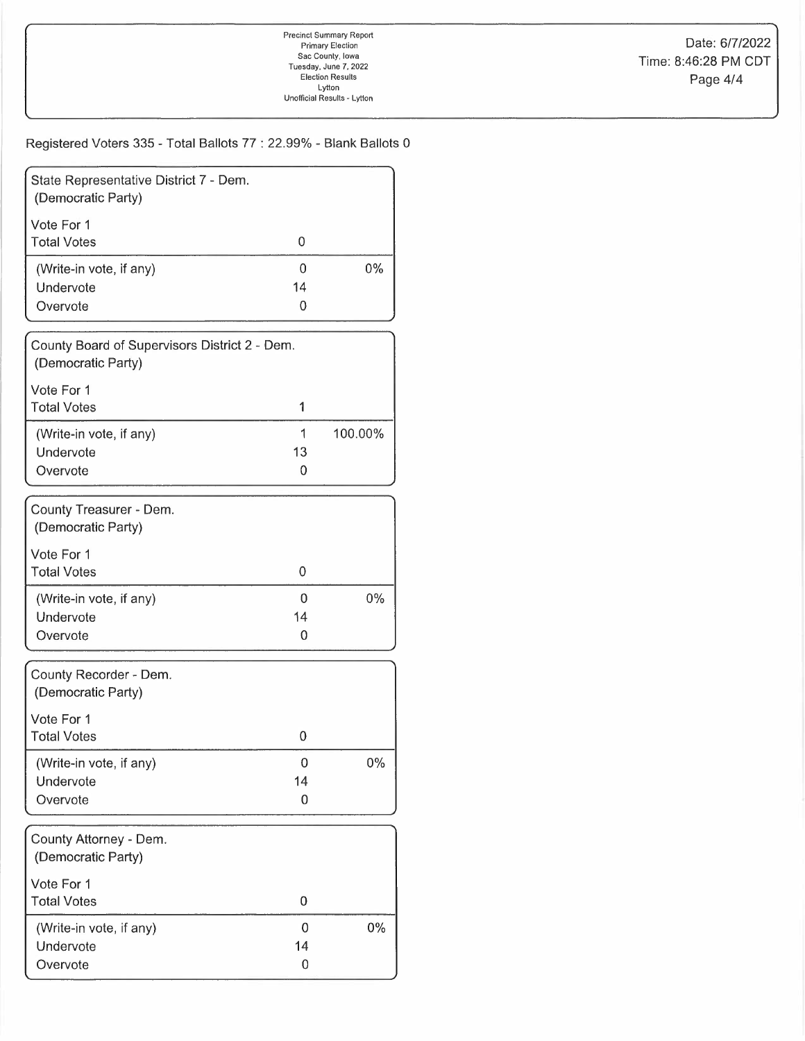Precinct Summary Report
Primary Election
Sac County, Iowa
Tuesday, June 7, 2022
Election Results
Lytton
Unofficial Results - Lytton

Date: 6/7/2022
Time: 8:46:28 PM CDT

Registered Voters 335 - Total Ballots 77 : 22.99% - Blank Ballots 0

## State Representative District 7 - Dem. (Democratic Party)

Vote For 1

| Total Votes | 0 | |
|---|---|---|
| (Write-in vote, if any) | 0 | 0% |
| Undervote | 14 | |
| Overvote | 0 | |

## County Board of Supervisors District 2 - Dem. (Democratic Party)

Vote For 1

| Total Votes | 1 | |
|---|---|---|
| (Write-in vote, if any) | 1 | 100.00% |
| Undervote | 13 | |
| Overvote | 0 | |

## County Treasurer - Dem. (Democratic Party)

Vote For 1

| Total Votes | 0 | |
|---|---|---|
| (Write-in vote, if any) | 0 | 0% |
| Undervote | 14 | |
| Overvote | 0 | |

## County Recorder - Dem. (Democratic Party)

Vote For 1

| Total Votes | 0 | |
|---|---|---|
| (Write-in vote, if any) | 0 | 0% |
| Undervote | 14 | |
| Overvote | 0 | |

## County Attorney - Dem. (Democratic Party)

Vote For 1

| Total Votes | 0 | |
|---|---|---|
| (Write-in vote, if any) | 0 | 0% |
| Undervote | 14 | |
| Overvote | 0 | |